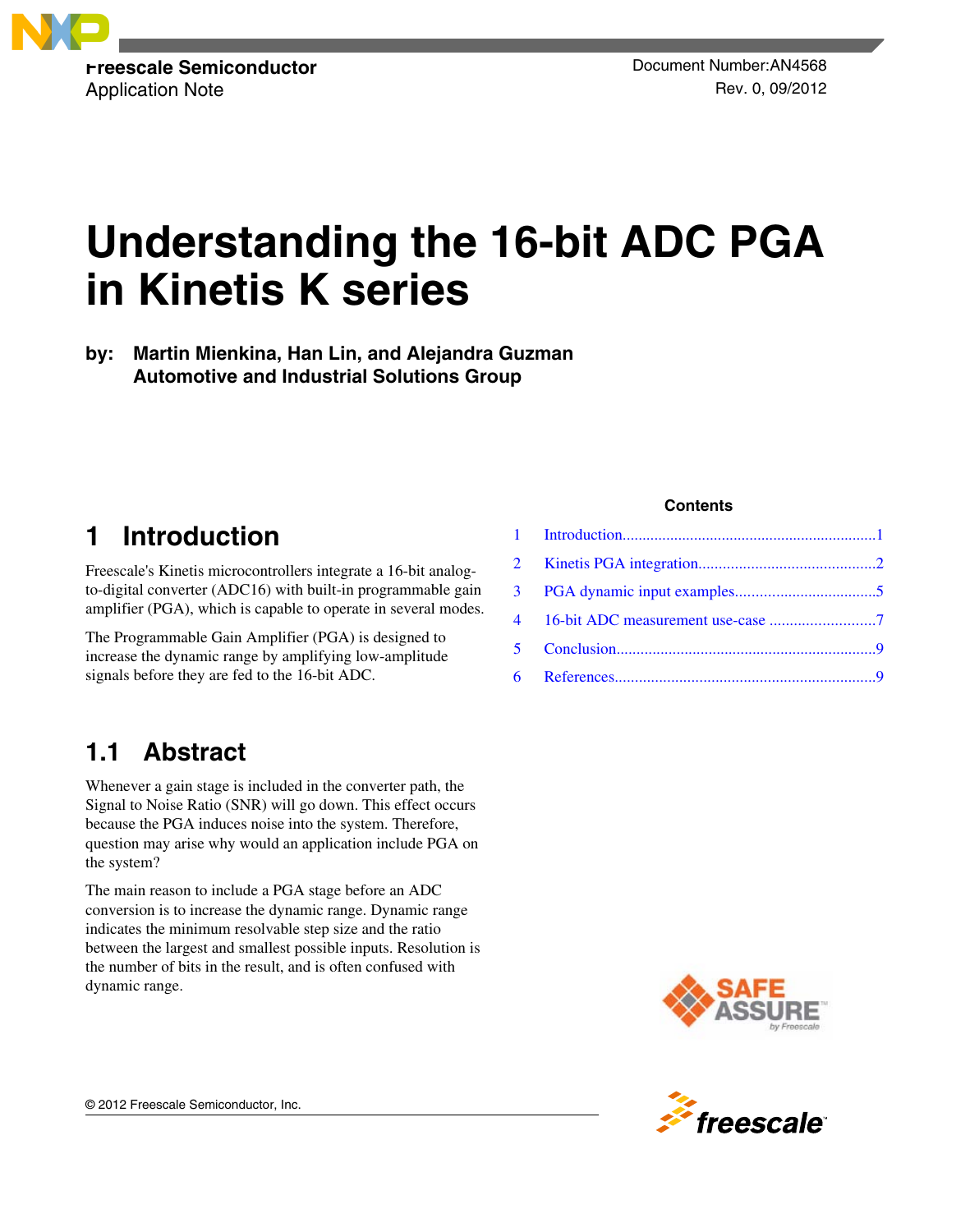Freescale Semiconductor
Application Note

Document Number:AN4568
Rev. 0, 09/2012

# Understanding the 16-bit ADC PGA in Kinetis K series

**by: Martin Mienkina, Han Lin, and Alejandra Guzman**
**Automotive and Industrial Solutions Group**

**Contents**

| | | |
|---|---|---|
| 1 | Introduction | 1 |
| 2 | Kinetis PGA integration | 2 |
| 3 | PGA dynamic input examples | 5 |
| 4 | 16-bit ADC measurement use-case | 7 |
| 5 | Conclusion | 9 |
| 6 | References | 9 |

## 1 Introduction

Freescale's Kinetis microcontrollers integrate a 16-bit analog-to-digital converter (ADC16) with built-in programmable gain amplifier (PGA), which is capable to operate in several modes.

The Programmable Gain Amplifier (PGA) is designed to increase the dynamic range by amplifying low-amplitude signals before they are fed to the 16-bit ADC.

## 1.1 Abstract

Whenever a gain stage is included in the converter path, the Signal to Noise Ratio (SNR) will go down. This effect occurs because the PGA induces noise into the system. Therefore, question may arise why would an application include PGA on the system?

The main reason to include a PGA stage before an ADC conversion is to increase the dynamic range. Dynamic range indicates the minimum resolvable step size and the ratio between the largest and smallest possible inputs. Resolution is the number of bits in the result, and is often confused with dynamic range.

© 2012 Freescale Semiconductor, Inc.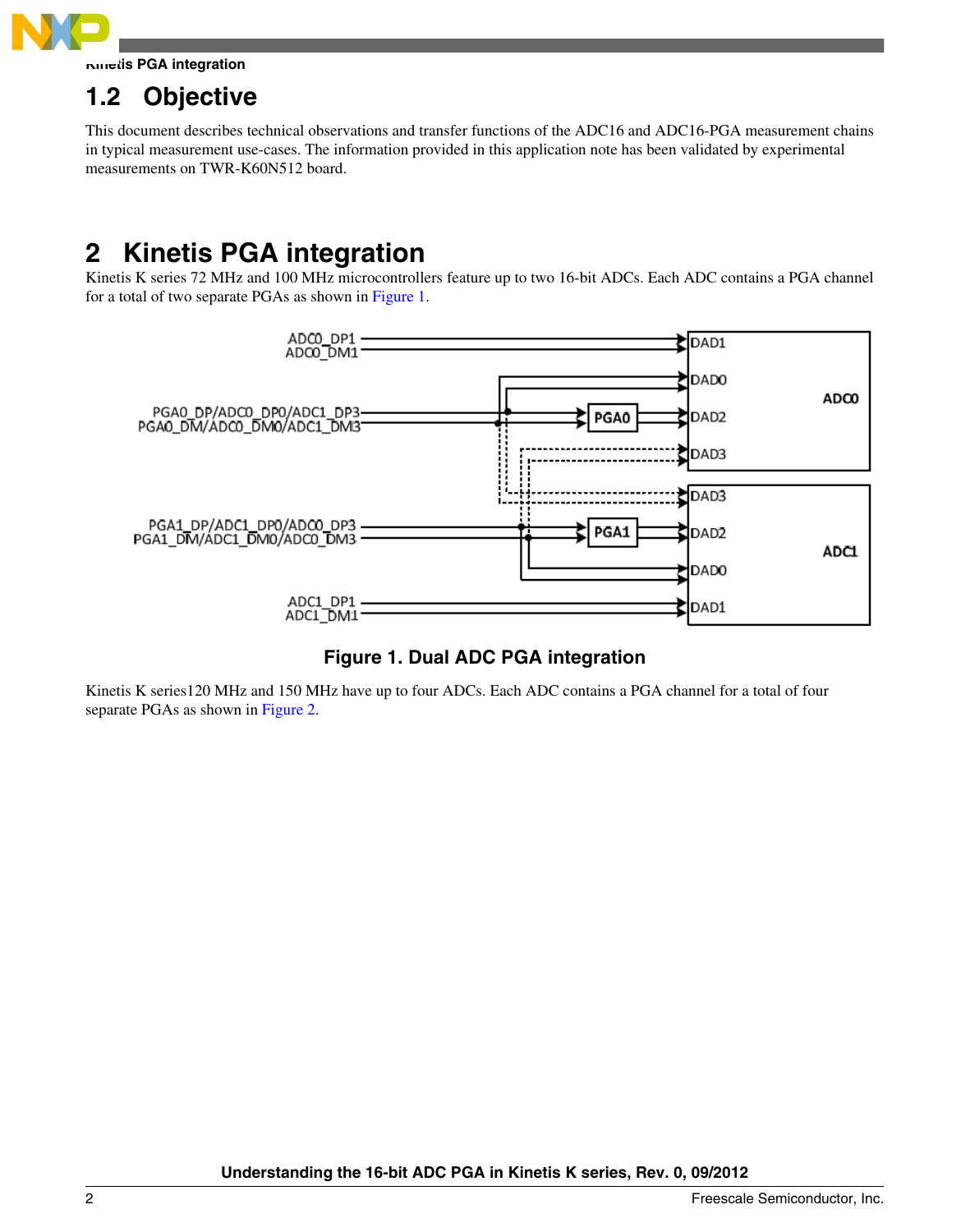## 1.2 Objective

This document describes technical observations and transfer functions of the ADC16 and ADC16-PGA measurement chains in typical measurement use-cases. The information provided in this application note has been validated by experimental measurements on TWR-K60N512 board.

# 2 Kinetis PGA integration

Kinetis K series 72 MHz and 100 MHz microcontrollers feature up to two 16-bit ADCs. Each ADC contains a PGA channel for a total of two separate PGAs as shown in Figure 1.

**Figure 1. Dual ADC PGA integration**

Kinetis K series120 MHz and 150 MHz have up to four ADCs. Each ADC contains a PGA channel for a total of four separate PGAs as shown in Figure 2.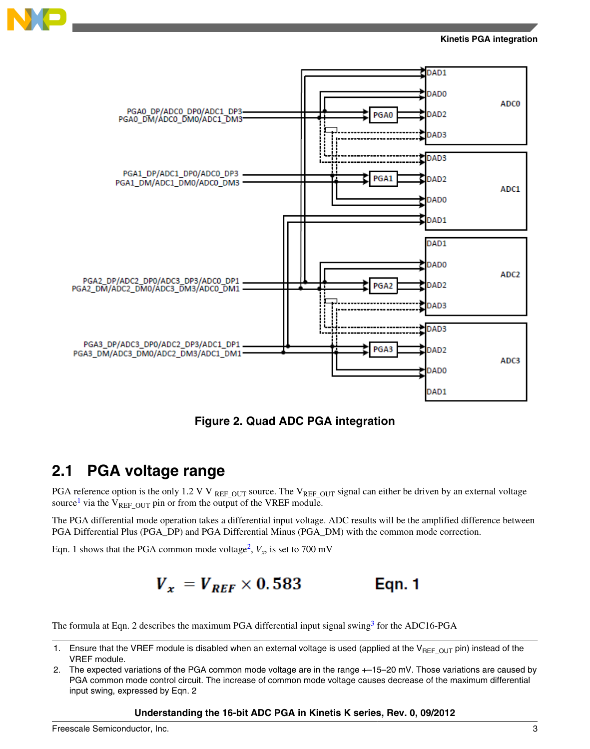Figure 2. Quad ADC PGA integration

## 2.1 PGA voltage range

PGA reference option is the only 1.2 V $V_{REF\_OUT}$ source. The $V_{REF\_OUT}$ signal can either be driven by an external voltage source[1] via the $V_{REF\_OUT}$ pin or from the output of the VREF module.

The PGA differential mode operation takes a differential input voltage. ADC results will be the amplified difference between PGA Differential Plus (PGA_DP) and PGA Differential Minus (PGA_DM) with the common mode correction.

Eqn. 1 shows that the PGA common mode voltage[2], $V_x$, is set to 700 mV

$$V_x = V_{REF} \times 0.583 \qquad \text{Eqn. 1}$$

The formula at Eqn. 2 describes the maximum PGA differential input signal swing[3] for the ADC16-PGA

---

1. Ensure that the VREF module is disabled when an external voltage is used (applied at the $V_{REF\_OUT}$ pin) instead of the VREF module.
2. The expected variations of the PGA common mode voltage are in the range +–15–20 mV. Those variations are caused by PGA common mode control circuit. The increase of common mode voltage causes decrease of the maximum differential input swing, expressed by Eqn. 2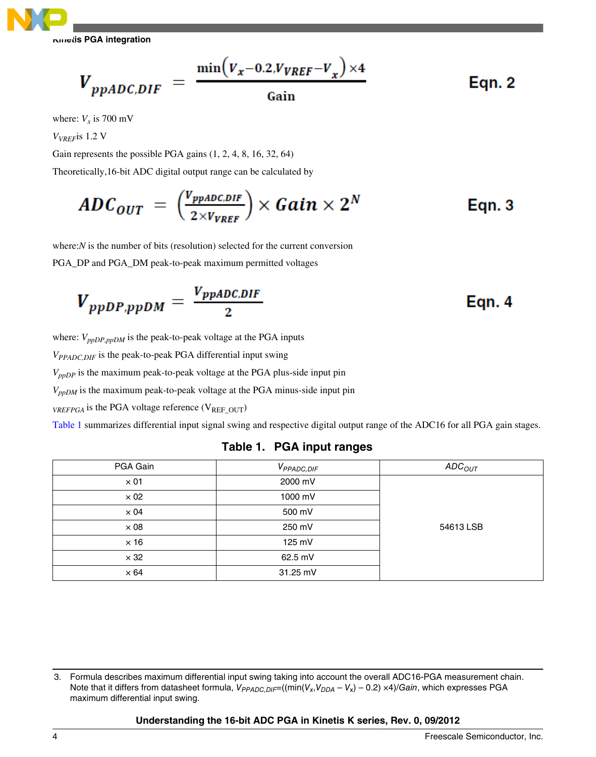$$V_{ppADC,DIF} = \frac{\min\left(V_x - 0.2, V_{VREF} - V_x\right) \times 4}{\text{Gain}} \qquad \text{Eqn. 2}$$

where: $V_x$ is 700 mV

$V_{VREF}$ is 1.2 V

Gain represents the possible PGA gains (1, 2, 4, 8, 16, 32, 64)

Theoretically,16-bit ADC digital output range can be calculated by

$$ADC_{OUT} = \left(\frac{V_{ppADC,DIF}}{2 \times V_{VREF}}\right) \times Gain \times 2^N \qquad \text{Eqn. 3}$$

where: $N$ is the number of bits (resolution) selected for the current conversion

PGA_DP and PGA_DM peak-to-peak maximum permitted voltages

$$V_{ppDP,ppDM} = \frac{V_{ppADC,DIF}}{2} \qquad \text{Eqn. 4}$$

where: $V_{ppDP,ppDM}$ is the peak-to-peak voltage at the PGA inputs

$V_{PPADC,DIF}$ is the peak-to-peak PGA differential input swing

$V_{ppDP}$ is the maximum peak-to-peak voltage at the PGA plus-side input pin

$V_{ppDM}$ is the maximum peak-to-peak voltage at the PGA minus-side input pin

$VREFPGA$ is the PGA voltage reference ($V_{REF\_OUT}$)

Table 1 summarizes differential input signal swing and respective digital output range of the ADC16 for all PGA gain stages.

**Table 1. PGA input ranges**

| PGA Gain | $V_{PPADC,DIF}$ | $ADC_{OUT}$ |
|---|---|---|
| × 01 | 2000 mV | 54613 LSB |
| × 02 | 1000 mV | |
| × 04 | 500 mV | |
| × 08 | 250 mV | |
| × 16 | 125 mV | |
| × 32 | 62.5 mV | |
| × 64 | 31.25 mV | |

3. Formula describes maximum differential input swing taking into account the overall ADC16-PGA measurement chain. Note that it differs from datasheet formula, $V_{PPADC,DIF}$=((min($V_x$,$V_{DDA}$ – $V_x$) – 0.2) ×4)/$Gain$, which expresses PGA maximum differential input swing.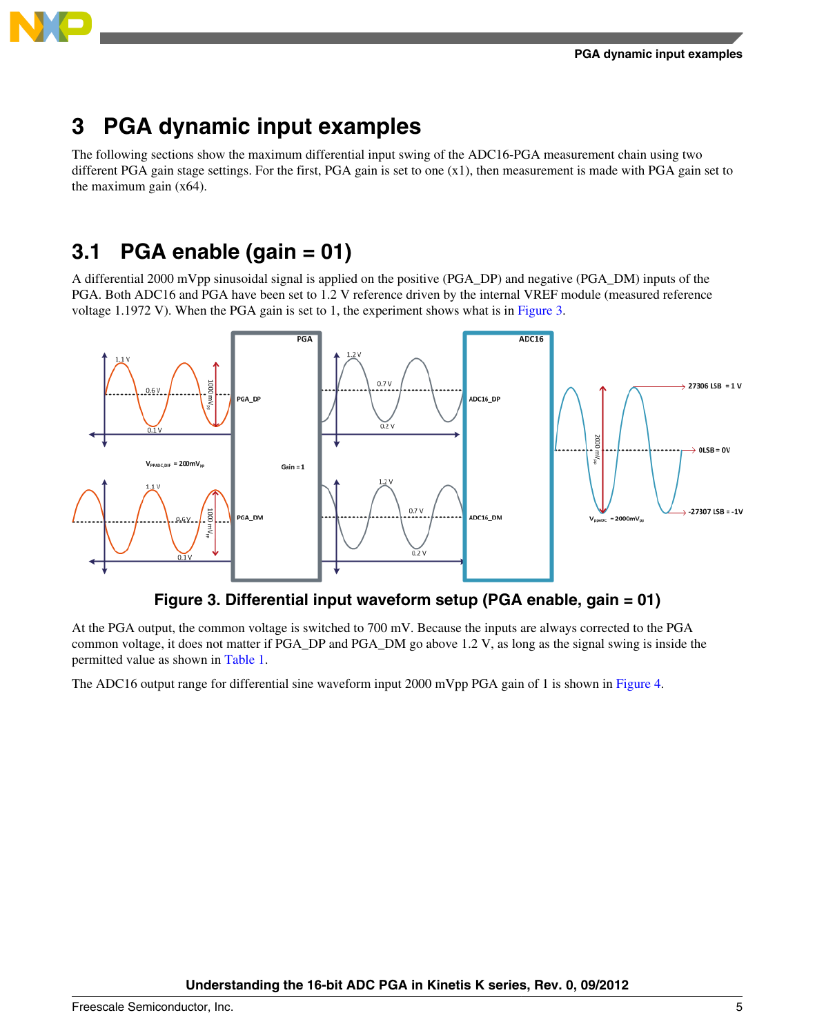# 3 PGA dynamic input examples

The following sections show the maximum differential input swing of the ADC16-PGA measurement chain using two different PGA gain stage settings. For the first, PGA gain is set to one (x1), then measurement is made with PGA gain set to the maximum gain (x64).

## 3.1 PGA enable (gain = 01)

A differential 2000 mVpp sinusoidal signal is applied on the positive (PGA_DP) and negative (PGA_DM) inputs of the PGA. Both ADC16 and PGA have been set to 1.2 V reference driven by the internal VREF module (measured reference voltage 1.1972 V). When the PGA gain is set to 1, the experiment shows what is in Figure 3.

**Figure 3. Differential input waveform setup (PGA enable, gain = 01)**

At the PGA output, the common voltage is switched to 700 mV. Because the inputs are always corrected to the PGA common voltage, it does not matter if PGA_DP and PGA_DM go above 1.2 V, as long as the signal swing is inside the permitted value as shown in Table 1.

The ADC16 output range for differential sine waveform input 2000 mVpp PGA gain of 1 is shown in Figure 4.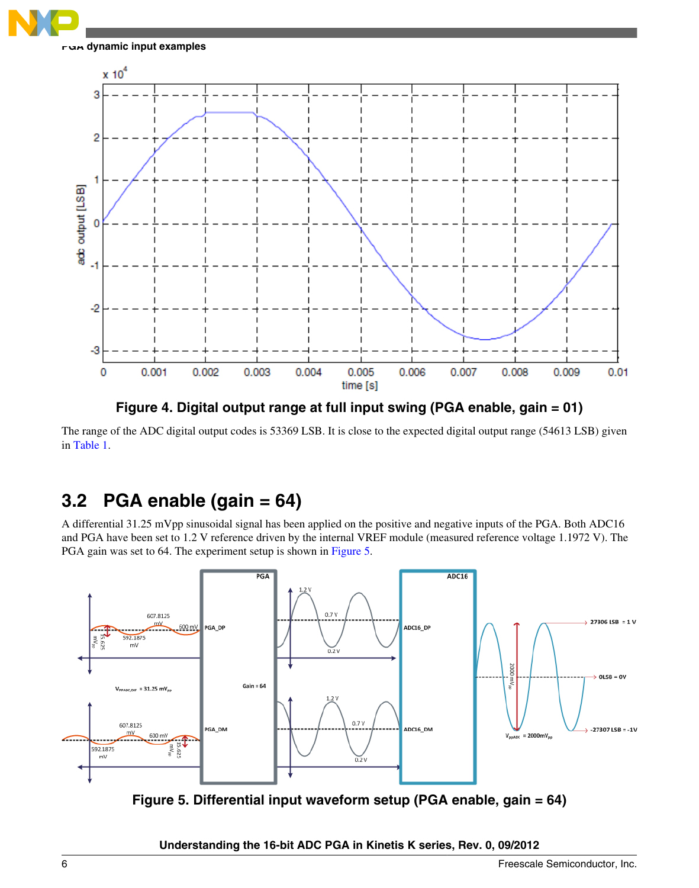Figure 4. Digital output range at full input swing (PGA enable, gain = 01)

The range of the ADC digital output codes is 53369 LSB. It is close to the expected digital output range (54613 LSB) given in Table 1.

## 3.2 PGA enable (gain = 64)

A differential 31.25 mVpp sinusoidal signal has been applied on the positive and negative inputs of the PGA. Both ADC16 and PGA have been set to 1.2 V reference driven by the internal VREF module (measured reference voltage 1.1972 V). The PGA gain was set to 64. The experiment setup is shown in Figure 5.

Figure 5. Differential input waveform setup (PGA enable, gain = 64)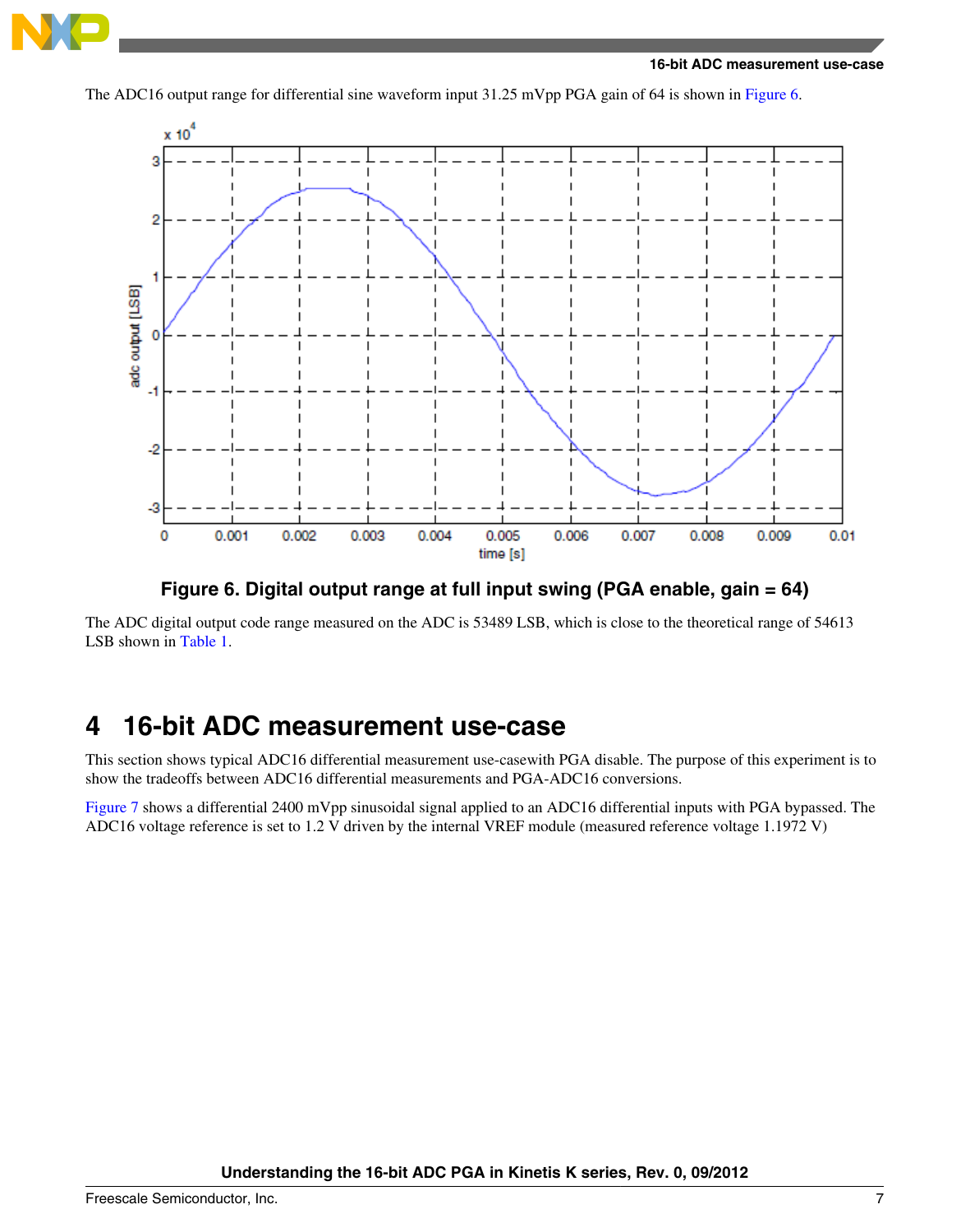The ADC16 output range for differential sine waveform input 31.25 mVpp PGA gain of 64 is shown in Figure 6.

**Figure 6. Digital output range at full input swing (PGA enable, gain = 64)**

The ADC digital output code range measured on the ADC is 53489 LSB, which is close to the theoretical range of 54613 LSB shown in Table 1.

# 4 16-bit ADC measurement use-case

This section shows typical ADC16 differential measurement use-casewith PGA disable. The purpose of this experiment is to show the tradeoffs between ADC16 differential measurements and PGA-ADC16 conversions.

Figure 7 shows a differential 2400 mVpp sinusoidal signal applied to an ADC16 differential inputs with PGA bypassed. The ADC16 voltage reference is set to 1.2 V driven by the internal VREF module (measured reference voltage 1.1972 V)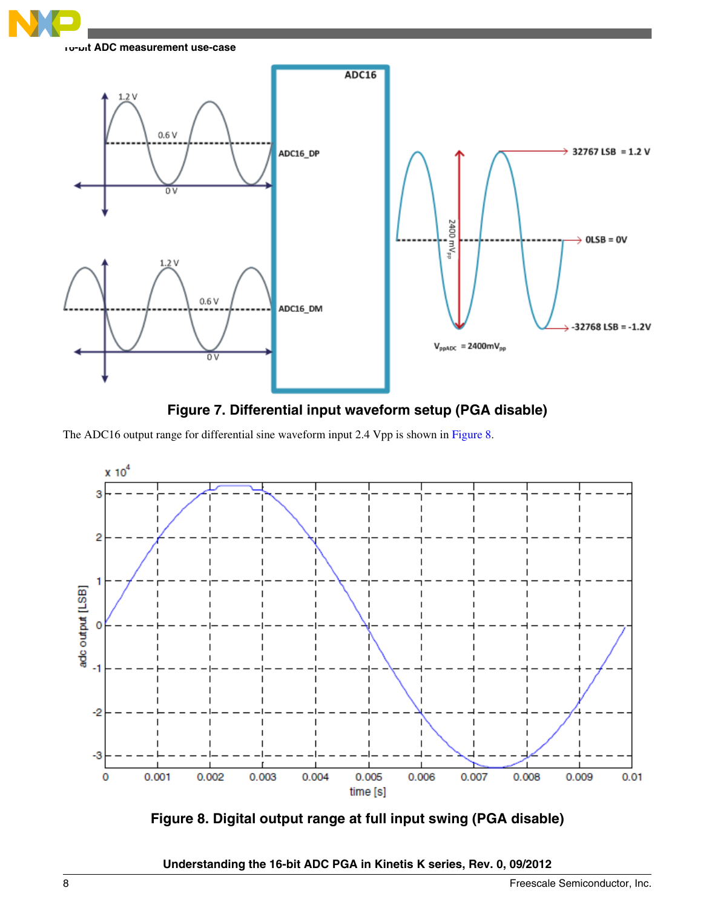Figure 7. Differential input waveform setup (PGA disable)

The ADC16 output range for differential sine waveform input 2.4 Vpp is shown in Figure 8.

Figure 8. Digital output range at full input swing (PGA disable)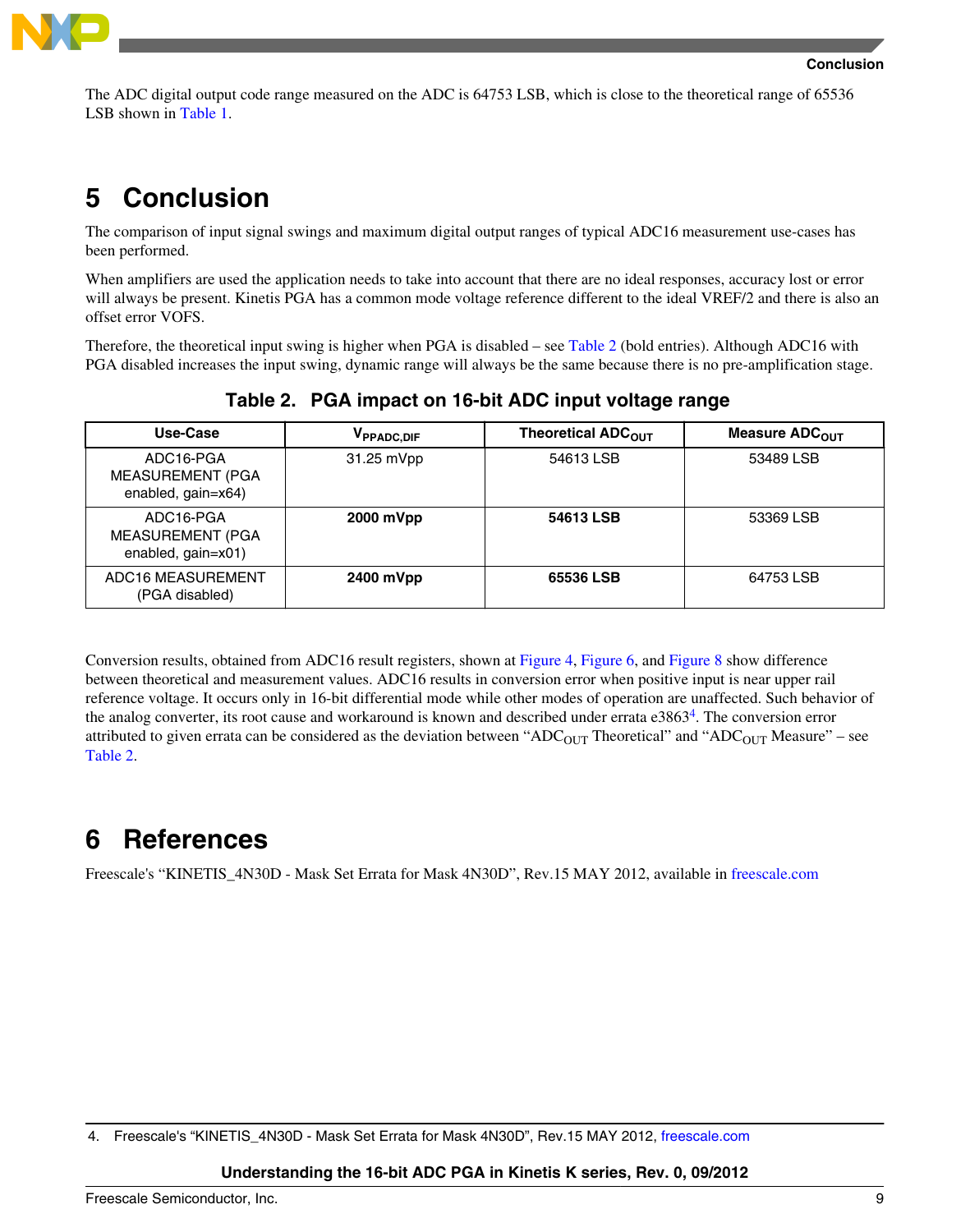The ADC digital output code range measured on the ADC is 64753 LSB, which is close to the theoretical range of 65536 LSB shown in Table 1.

# 5 Conclusion

The comparison of input signal swings and maximum digital output ranges of typical ADC16 measurement use-cases has been performed.

When amplifiers are used the application needs to take into account that there are no ideal responses, accuracy lost or error will always be present. Kinetis PGA has a common mode voltage reference different to the ideal VREF/2 and there is also an offset error VOFS.

Therefore, the theoretical input swing is higher when PGA is disabled – see Table 2 (bold entries). Although ADC16 with PGA disabled increases the input swing, dynamic range will always be the same because there is no pre-amplification stage.

**Table 2. PGA impact on 16-bit ADC input voltage range**

| Use-Case | $V_{PPADC,DIF}$ | Theoretical $ADC_{OUT}$ | Measure $ADC_{OUT}$ |
|---|---|---|---|
| ADC16-PGA MEASUREMENT (PGA enabled, gain=x64) | 31.25 mVpp | 54613 LSB | 53489 LSB |
| ADC16-PGA MEASUREMENT (PGA enabled, gain=x01) | **2000 mVpp** | **54613 LSB** | 53369 LSB |
| ADC16 MEASUREMENT (PGA disabled) | **2400 mVpp** | **65536 LSB** | 64753 LSB |

Conversion results, obtained from ADC16 result registers, shown at Figure 4, Figure 6, and Figure 8 show difference between theoretical and measurement values. ADC16 results in conversion error when positive input is near upper rail reference voltage. It occurs only in 16-bit differential mode while other modes of operation are unaffected. Such behavior of the analog converter, its root cause and workaround is known and described under errata e3863[4]. The conversion error attributed to given errata can be considered as the deviation between "$ADC_{OUT}$ Theoretical" and "$ADC_{OUT}$ Measure" – see Table 2.

# 6 References

Freescale's "KINETIS_4N30D - Mask Set Errata for Mask 4N30D", Rev.15 MAY 2012, available in freescale.com

4. Freescale's "KINETIS_4N30D - Mask Set Errata for Mask 4N30D", Rev.15 MAY 2012, freescale.com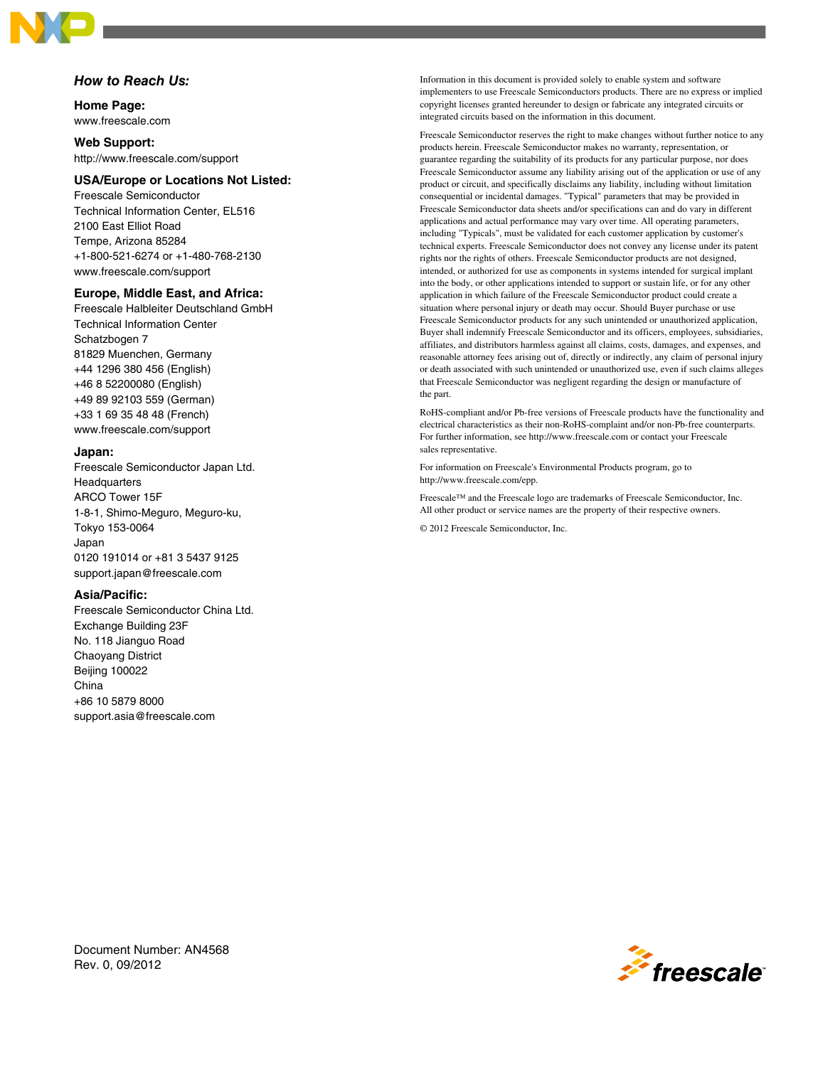*How to Reach Us:*

**Home Page:**
www.freescale.com

**Web Support:**
http://www.freescale.com/support

**USA/Europe or Locations Not Listed:**
Freescale Semiconductor
Technical Information Center, EL516
2100 East Elliot Road
Tempe, Arizona 85284
+1-800-521-6274 or +1-480-768-2130
www.freescale.com/support

**Europe, Middle East, and Africa:**
Freescale Halbleiter Deutschland GmbH
Technical Information Center
Schatzbogen 7
81829 Muenchen, Germany
+44 1296 380 456 (English)
+46 8 52200080 (English)
+49 89 92103 559 (German)
+33 1 69 35 48 48 (French)
www.freescale.com/support

**Japan:**
Freescale Semiconductor Japan Ltd.
Headquarters
ARCO Tower 15F
1-8-1, Shimo-Meguro, Meguro-ku,
Tokyo 153-0064
Japan
0120 191014 or +81 3 5437 9125
support.japan@freescale.com

**Asia/Pacific:**
Freescale Semiconductor China Ltd.
Exchange Building 23F
No. 118 Jianguo Road
Chaoyang District
Beijing 100022
China
+86 10 5879 8000
support.asia@freescale.com

Information in this document is provided solely to enable system and software implementers to use Freescale Semiconductors products. There are no express or implied copyright licenses granted hereunder to design or fabricate any integrated circuits or integrated circuits based on the information in this document.

Freescale Semiconductor reserves the right to make changes without further notice to any products herein. Freescale Semiconductor makes no warranty, representation, or guarantee regarding the suitability of its products for any particular purpose, nor does Freescale Semiconductor assume any liability arising out of the application or use of any product or circuit, and specifically disclaims any liability, including without limitation consequential or incidental damages. "Typical" parameters that may be provided in Freescale Semiconductor data sheets and/or specifications can and do vary in different applications and actual performance may vary over time. All operating parameters, including "Typicals", must be validated for each customer application by customer's technical experts. Freescale Semiconductor does not convey any license under its patent rights nor the rights of others. Freescale Semiconductor products are not designed, intended, or authorized for use as components in systems intended for surgical implant into the body, or other applications intended to support or sustain life, or for any other application in which failure of the Freescale Semiconductor product could create a situation where personal injury or death may occur. Should Buyer purchase or use Freescale Semiconductor products for any such unintended or unauthorized application, Buyer shall indemnify Freescale Semiconductor and its officers, employees, subsidiaries, affiliates, and distributors harmless against all claims, costs, damages, and expenses, and reasonable attorney fees arising out of, directly or indirectly, any claim of personal injury or death associated with such unintended or unauthorized use, even if such claims alleges that Freescale Semiconductor was negligent regarding the design or manufacture of the part.

RoHS-compliant and/or Pb-free versions of Freescale products have the functionality and electrical characteristics as their non-RoHS-complaint and/or non-Pb-free counterparts. For further information, see http://www.freescale.com or contact your Freescale sales representative.

For information on Freescale's Environmental Products program, go to http://www.freescale.com/epp.

Freescale™ and the Freescale logo are trademarks of Freescale Semiconductor, Inc. All other product or service names are the property of their respective owners.

© 2012 Freescale Semiconductor, Inc.

Document Number: AN4568
Rev. 0, 09/2012